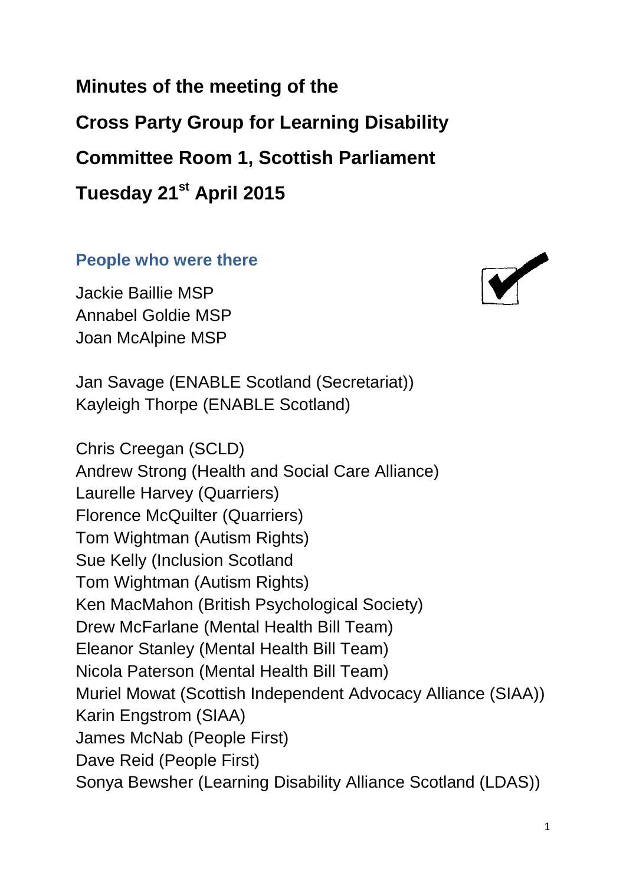# Minutes of the meeting of the

# Cross Party Group for Learning Disability

# Committee Room 1, Scottish Parliament

# Tuesday 21st April 2015

## People who were there

Jackie Baillie MSP
Annabel Goldie MSP
Joan McAlpine MSP

Jan Savage (ENABLE Scotland (Secretariat))
Kayleigh Thorpe (ENABLE Scotland)

Chris Creegan (SCLD)
Andrew Strong (Health and Social Care Alliance)
Laurelle Harvey (Quarriers)
Florence McQuilter (Quarriers)
Tom Wightman (Autism Rights)
Sue Kelly (Inclusion Scotland
Tom Wightman (Autism Rights)
Ken MacMahon (British Psychological Society)
Drew McFarlane (Mental Health Bill Team)
Eleanor Stanley (Mental Health Bill Team)
Nicola Paterson (Mental Health Bill Team)
Muriel Mowat (Scottish Independent Advocacy Alliance (SIAA))
Karin Engstrom (SIAA)
James McNab (People First)
Dave Reid (People First)
Sonya Bewsher (Learning Disability Alliance Scotland (LDAS))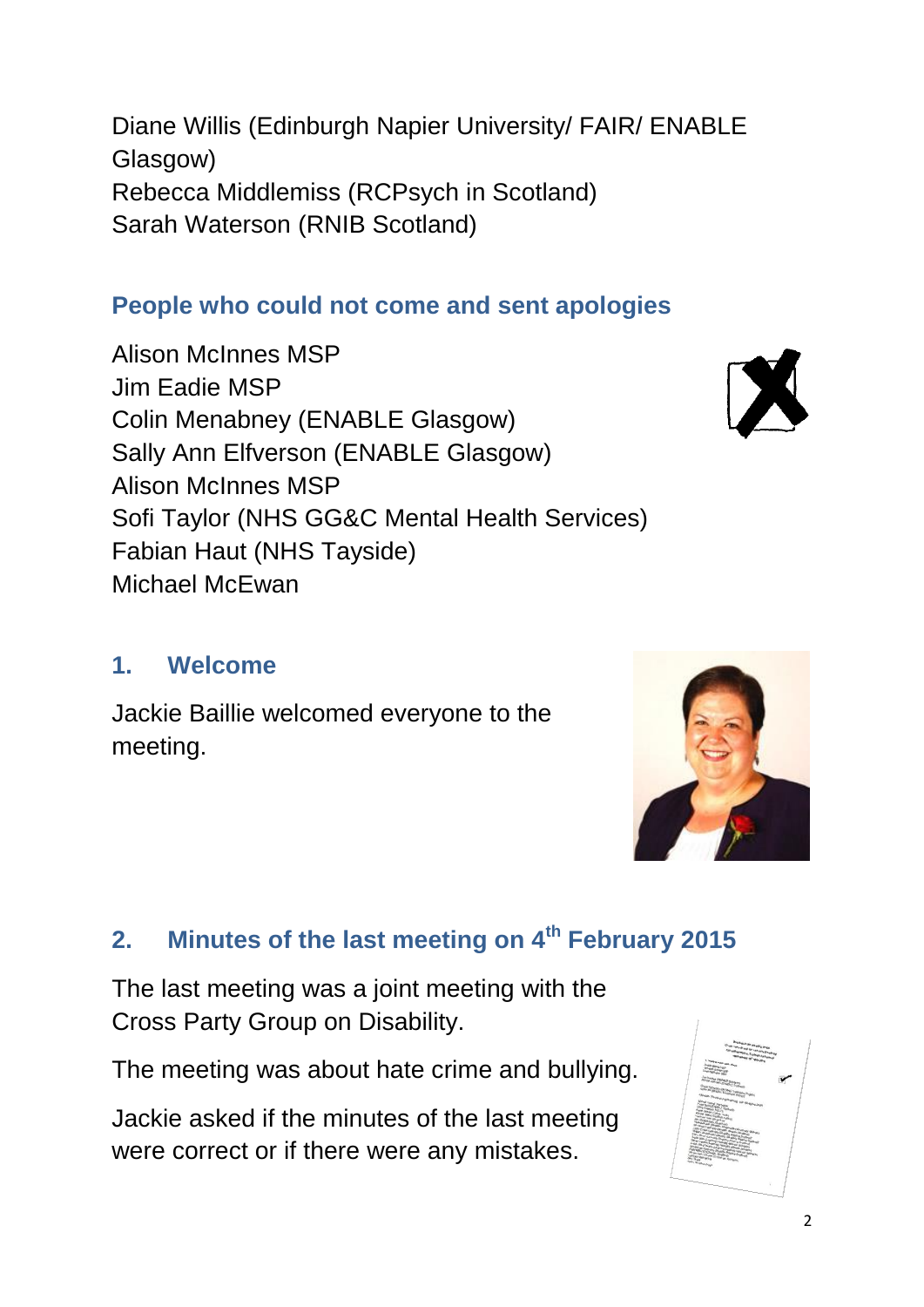Diane Willis (Edinburgh Napier University/ FAIR/ ENABLE Glasgow)
Rebecca Middlemiss (RCPsych in Scotland)
Sarah Waterson (RNIB Scotland)

## People who could not come and sent apologies

Alison McInnes MSP
Jim Eadie MSP
Colin Menabney (ENABLE Glasgow)
Sally Ann Elfverson (ENABLE Glasgow)
Alison McInnes MSP
Sofi Taylor (NHS GG&C Mental Health Services)
Fabian Haut (NHS Tayside)
Michael McEwan

## 1. Welcome

Jackie Baillie welcomed everyone to the meeting.

## 2. Minutes of the last meeting on 4th February 2015

The last meeting was a joint meeting with the Cross Party Group on Disability.

The meeting was about hate crime and bullying.

Jackie asked if the minutes of the last meeting were correct or if there were any mistakes.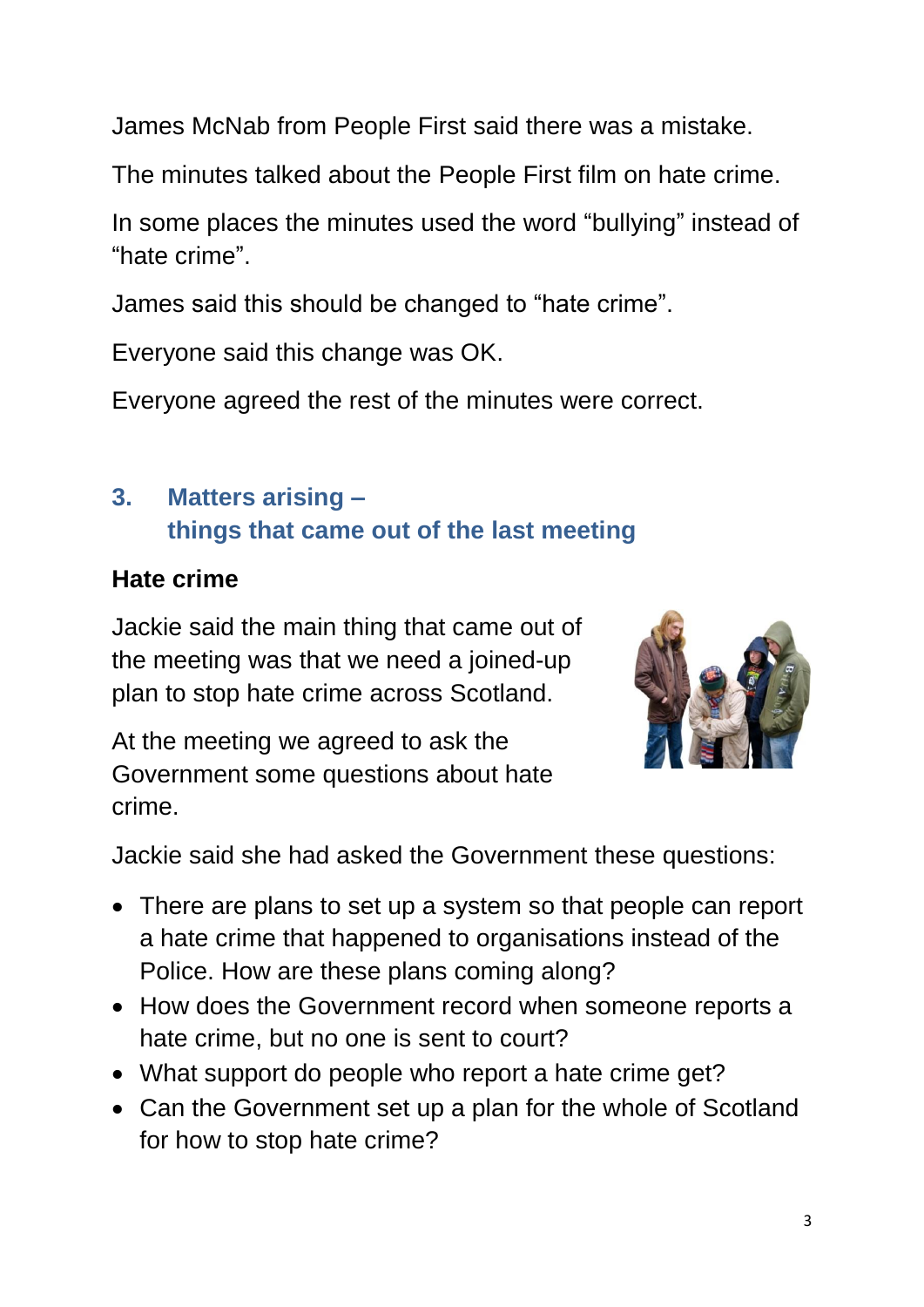James McNab from People First said there was a mistake.

The minutes talked about the People First film on hate crime.

In some places the minutes used the word "bullying" instead of "hate crime".

James said this should be changed to "hate crime".

Everyone said this change was OK.

Everyone agreed the rest of the minutes were correct.

## 3. Matters arising – things that came out of the last meeting

### Hate crime

Jackie said the main thing that came out of the meeting was that we need a joined-up plan to stop hate crime across Scotland.

At the meeting we agreed to ask the Government some questions about hate crime.

Jackie said she had asked the Government these questions:

- There are plans to set up a system so that people can report a hate crime that happened to organisations instead of the Police. How are these plans coming along?
- How does the Government record when someone reports a hate crime, but no one is sent to court?
- What support do people who report a hate crime get?
- Can the Government set up a plan for the whole of Scotland for how to stop hate crime?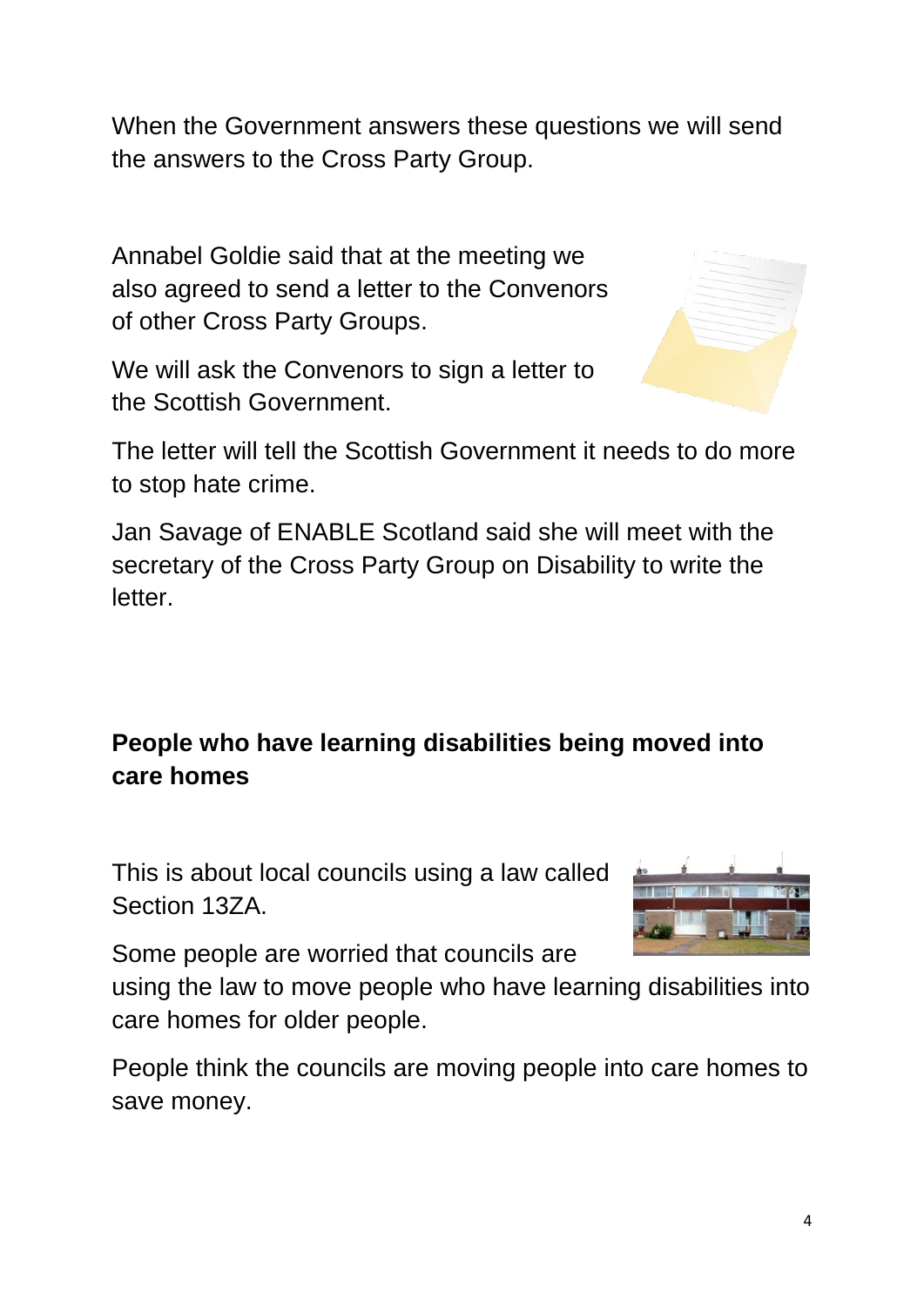When the Government answers these questions we will send the answers to the Cross Party Group.

Annabel Goldie said that at the meeting we also agreed to send a letter to the Convenors of other Cross Party Groups.

We will ask the Convenors to sign a letter to the Scottish Government.

The letter will tell the Scottish Government it needs to do more to stop hate crime.

Jan Savage of ENABLE Scotland said she will meet with the secretary of the Cross Party Group on Disability to write the letter.

**People who have learning disabilities being moved into care homes**

This is about local councils using a law called Section 13ZA.

Some people are worried that councils are using the law to move people who have learning disabilities into care homes for older people.

People think the councils are moving people into care homes to save money.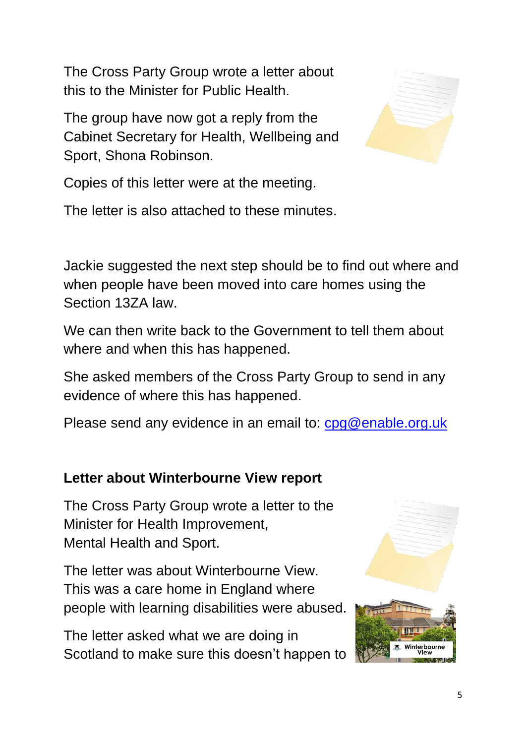The Cross Party Group wrote a letter about this to the Minister for Public Health.

The group have now got a reply from the Cabinet Secretary for Health, Wellbeing and Sport, Shona Robinson.

Copies of this letter were at the meeting.

The letter is also attached to these minutes.

Jackie suggested the next step should be to find out where and when people have been moved into care homes using the Section 13ZA law.

We can then write back to the Government to tell them about where and when this has happened.

She asked members of the Cross Party Group to send in any evidence of where this has happened.

Please send any evidence in an email to: cpg@enable.org.uk

**Letter about Winterbourne View report**

The Cross Party Group wrote a letter to the Minister for Health Improvement, Mental Health and Sport.

The letter was about Winterbourne View. This was a care home in England where people with learning disabilities were abused.

The letter asked what we are doing in Scotland to make sure this doesn't happen to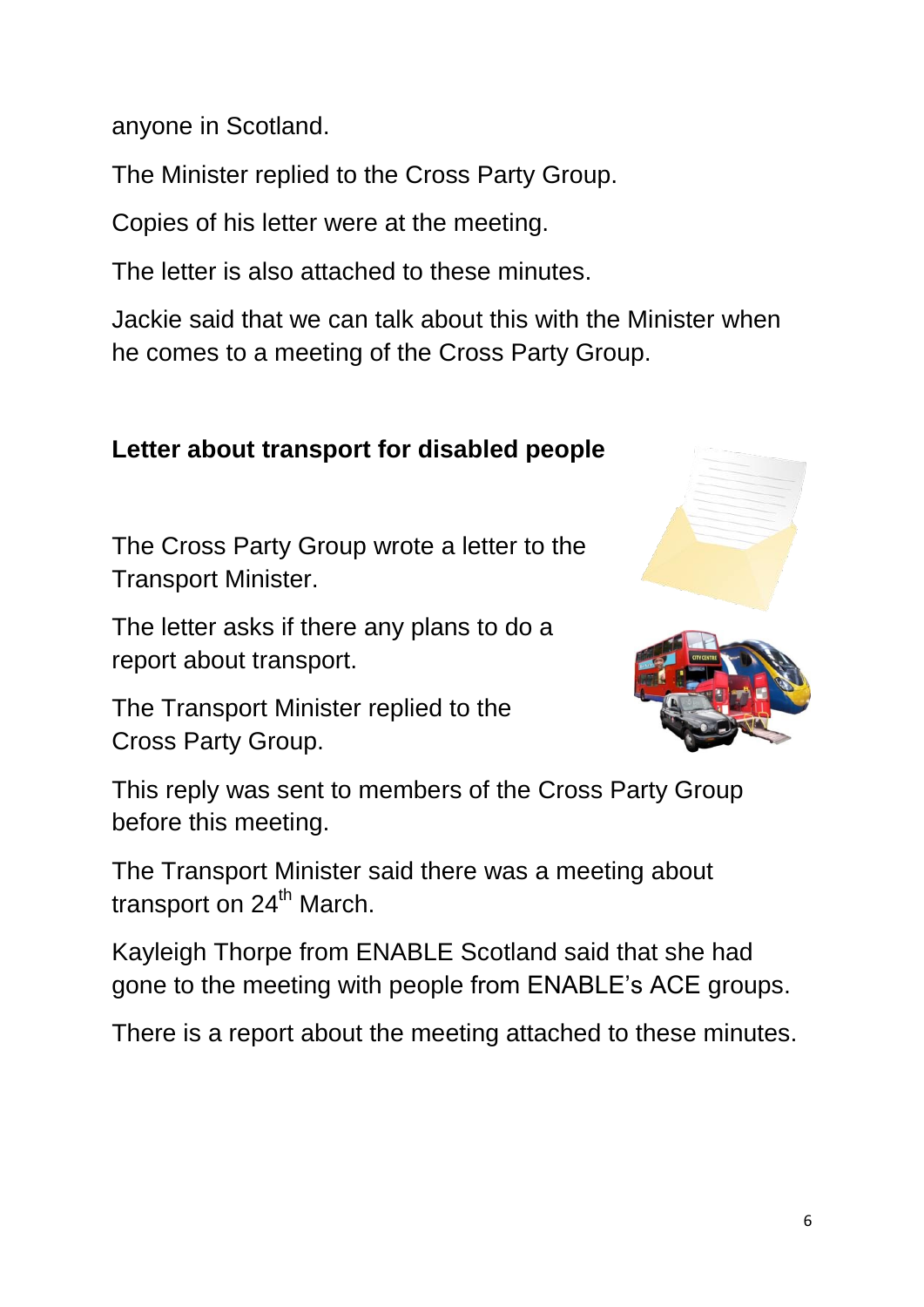anyone in Scotland.

The Minister replied to the Cross Party Group.

Copies of his letter were at the meeting.

The letter is also attached to these minutes.

Jackie said that we can talk about this with the Minister when he comes to a meeting of the Cross Party Group.

**Letter about transport for disabled people**

The Cross Party Group wrote a letter to the Transport Minister.

The letter asks if there any plans to do a report about transport.

The Transport Minister replied to the Cross Party Group.

This reply was sent to members of the Cross Party Group before this meeting.

The Transport Minister said there was a meeting about transport on 24th March.

Kayleigh Thorpe from ENABLE Scotland said that she had gone to the meeting with people from ENABLE's ACE groups.

There is a report about the meeting attached to these minutes.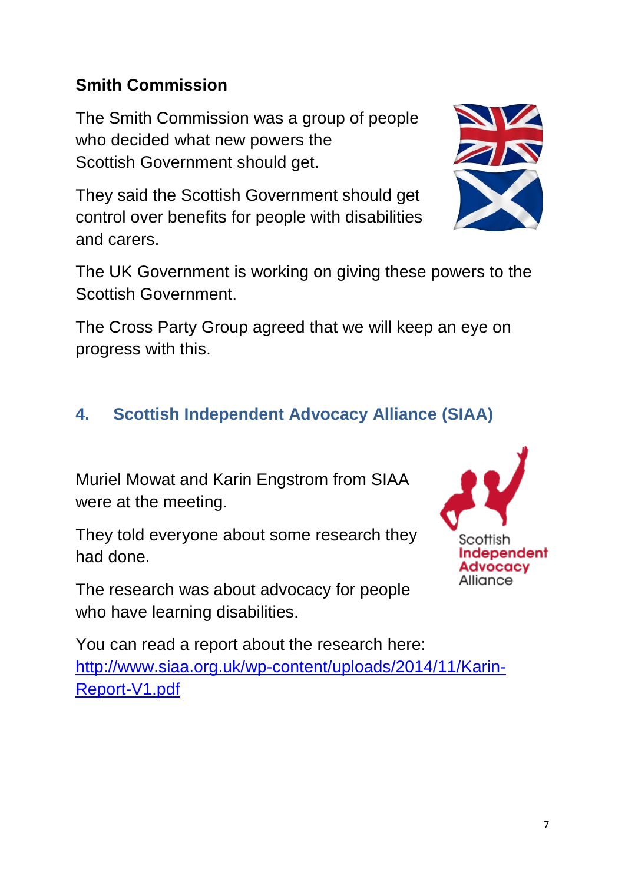### Smith Commission

The Smith Commission was a group of people who decided what new powers the Scottish Government should get.

They said the Scottish Government should get control over benefits for people with disabilities and carers.

The UK Government is working on giving these powers to the Scottish Government.

The Cross Party Group agreed that we will keep an eye on progress with this.

## 4. Scottish Independent Advocacy Alliance (SIAA)

Muriel Mowat and Karin Engstrom from SIAA were at the meeting.

They told everyone about some research they had done.

The research was about advocacy for people who have learning disabilities.

You can read a report about the research here:
[http://www.siaa.org.uk/wp-content/uploads/2014/11/Karin-Report-V1.pdf](http://www.siaa.org.uk/wp-content/uploads/2014/11/Karin-Report-V1.pdf)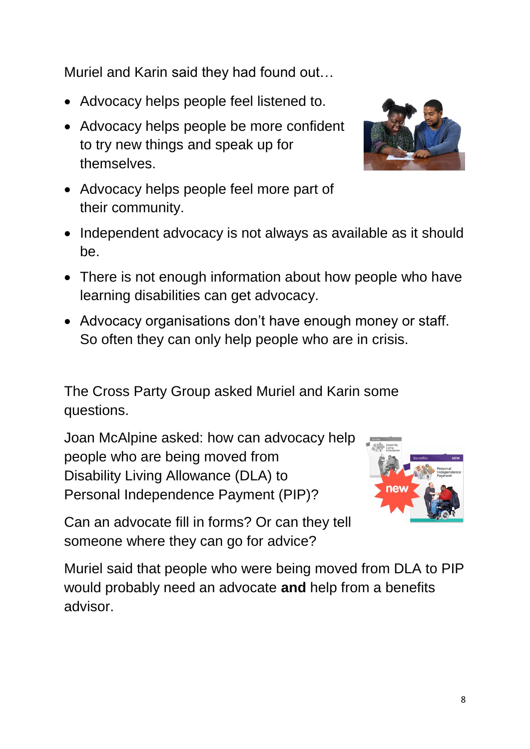Muriel and Karin said they had found out…

- Advocacy helps people feel listened to.
- Advocacy helps people be more confident to try new things and speak up for themselves.
- Advocacy helps people feel more part of their community.
- Independent advocacy is not always as available as it should be.
- There is not enough information about how people who have learning disabilities can get advocacy.
- Advocacy organisations don't have enough money or staff. So often they can only help people who are in crisis.

The Cross Party Group asked Muriel and Karin some questions.

Joan McAlpine asked: how can advocacy help people who are being moved from Disability Living Allowance (DLA) to Personal Independence Payment (PIP)?

Can an advocate fill in forms? Or can they tell someone where they can go for advice?

Muriel said that people who were being moved from DLA to PIP would probably need an advocate **and** help from a benefits advisor.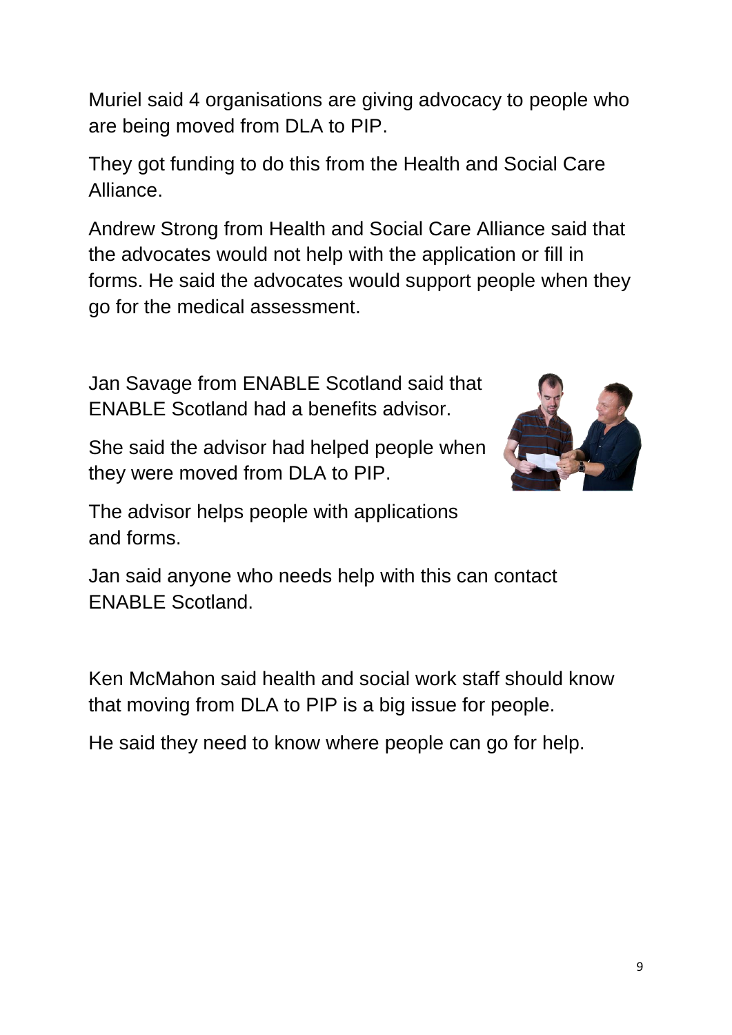Muriel said 4 organisations are giving advocacy to people who are being moved from DLA to PIP.

They got funding to do this from the Health and Social Care Alliance.

Andrew Strong from Health and Social Care Alliance said that the advocates would not help with the application or fill in forms. He said the advocates would support people when they go for the medical assessment.

Jan Savage from ENABLE Scotland said that ENABLE Scotland had a benefits advisor.

She said the advisor had helped people when they were moved from DLA to PIP.

The advisor helps people with applications and forms.

Jan said anyone who needs help with this can contact ENABLE Scotland.

Ken McMahon said health and social work staff should know that moving from DLA to PIP is a big issue for people.

He said they need to know where people can go for help.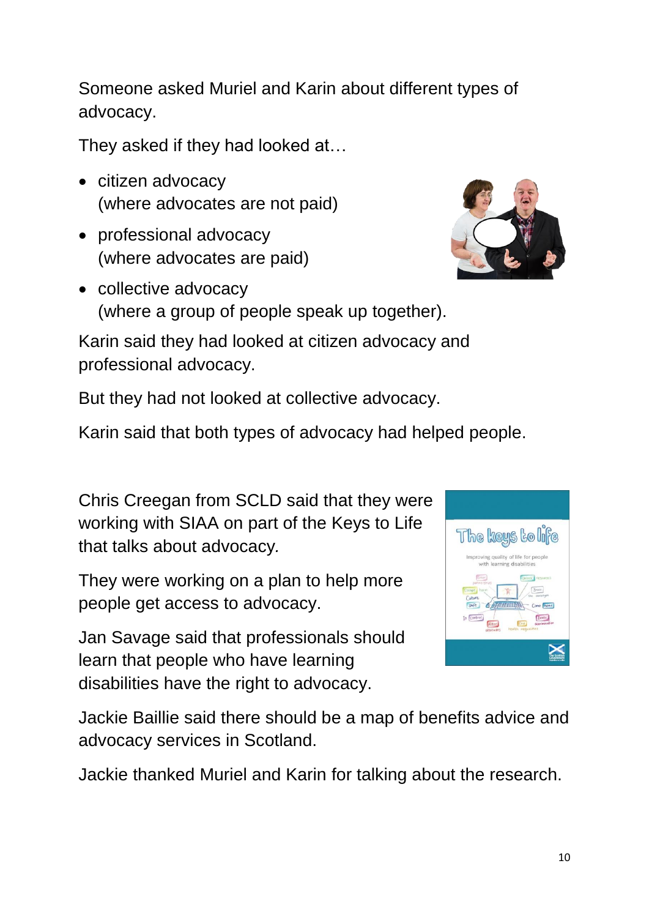Someone asked Muriel and Karin about different types of advocacy.

They asked if they had looked at…

- citizen advocacy
  (where advocates are not paid)
- professional advocacy
  (where advocates are paid)
- collective advocacy
  (where a group of people speak up together).

Karin said they had looked at citizen advocacy and professional advocacy.

But they had not looked at collective advocacy.

Karin said that both types of advocacy had helped people.

Chris Creegan from SCLD said that they were working with SIAA on part of the Keys to Life that talks about advocacy.

They were working on a plan to help more people get access to advocacy.

Jan Savage said that professionals should learn that people who have learning disabilities have the right to advocacy.

Jackie Baillie said there should be a map of benefits advice and advocacy services in Scotland.

Jackie thanked Muriel and Karin for talking about the research.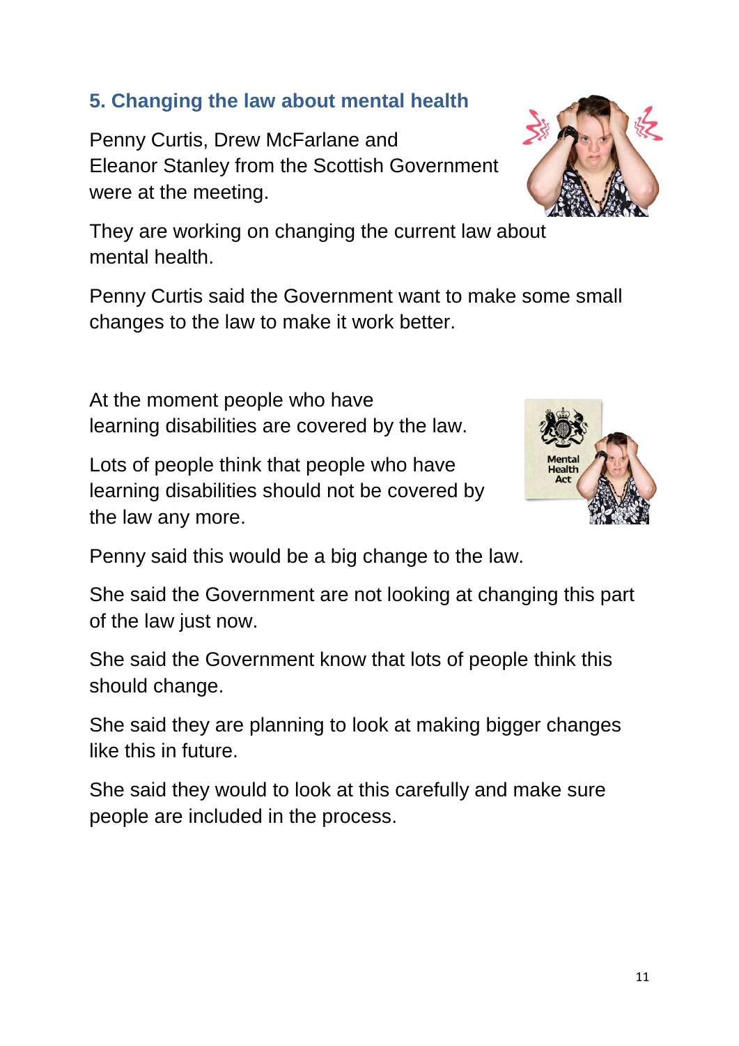## 5. Changing the law about mental health

Penny Curtis, Drew McFarlane and Eleanor Stanley from the Scottish Government were at the meeting.

They are working on changing the current law about mental health.

Penny Curtis said the Government want to make some small changes to the law to make it work better.

At the moment people who have learning disabilities are covered by the law.

Lots of people think that people who have learning disabilities should not be covered by the law any more.

Penny said this would be a big change to the law.

She said the Government are not looking at changing this part of the law just now.

She said the Government know that lots of people think this should change.

She said they are planning to look at making bigger changes like this in future.

She said they would to look at this carefully and make sure people are included in the process.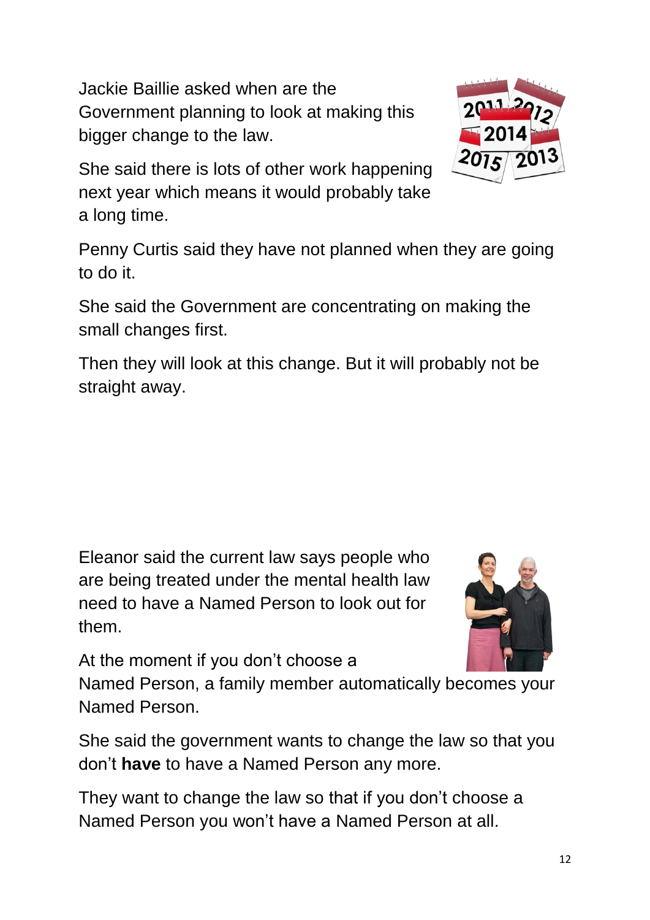Jackie Baillie asked when are the Government planning to look at making this bigger change to the law.

She said there is lots of other work happening next year which means it would probably take a long time.

Penny Curtis said they have not planned when they are going to do it.

She said the Government are concentrating on making the small changes first.

Then they will look at this change. But it will probably not be straight away.

Eleanor said the current law says people who are being treated under the mental health law need to have a Named Person to look out for them.

At the moment if you don't choose a Named Person, a family member automatically becomes your Named Person.

She said the government wants to change the law so that you don't **have** to have a Named Person any more.

They want to change the law so that if you don't choose a Named Person you won't have a Named Person at all.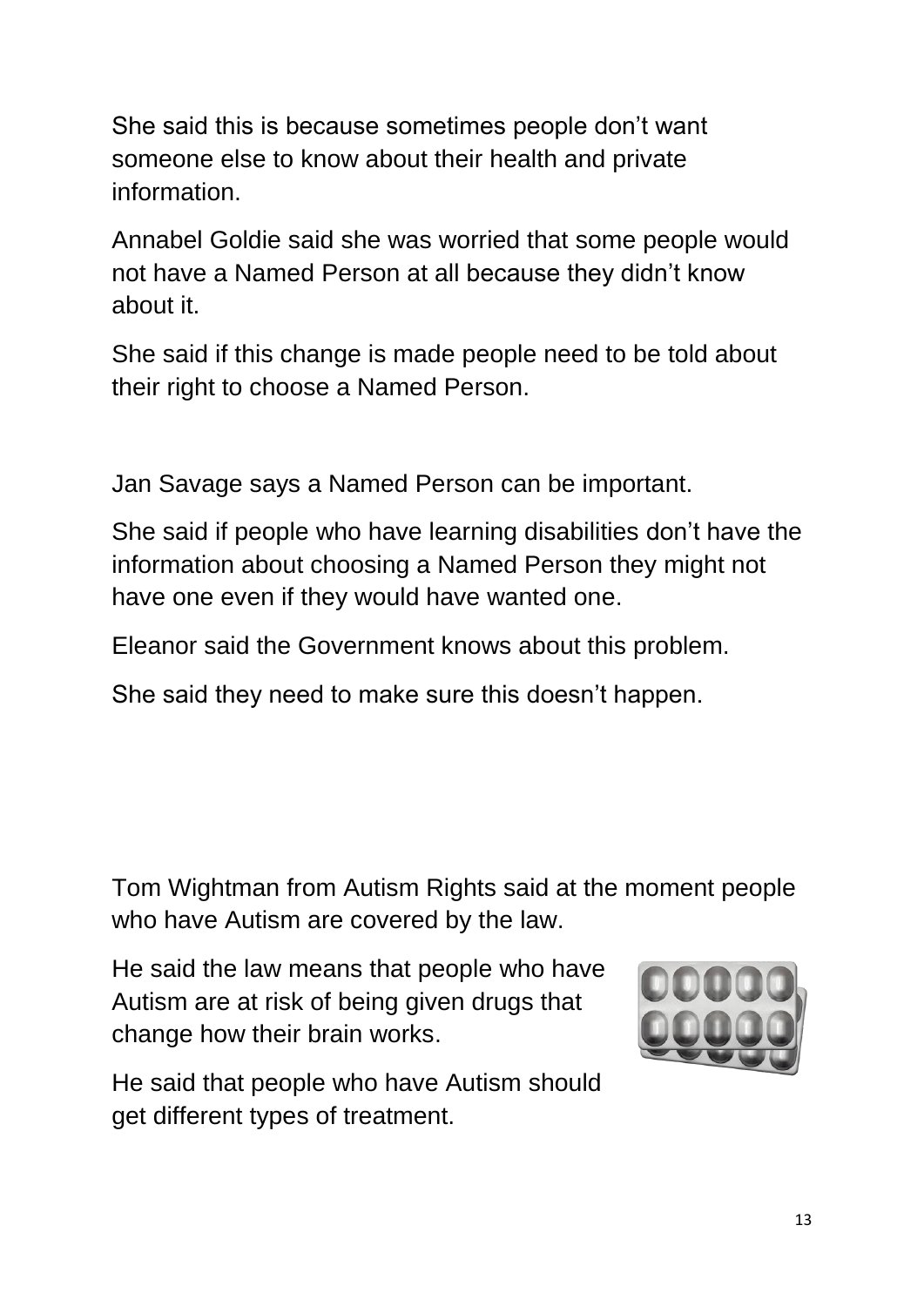She said this is because sometimes people don't want someone else to know about their health and private information.

Annabel Goldie said she was worried that some people would not have a Named Person at all because they didn't know about it.

She said if this change is made people need to be told about their right to choose a Named Person.

Jan Savage says a Named Person can be important.

She said if people who have learning disabilities don't have the information about choosing a Named Person they might not have one even if they would have wanted one.

Eleanor said the Government knows about this problem.

She said they need to make sure this doesn't happen.

Tom Wightman from Autism Rights said at the moment people who have Autism are covered by the law.

He said the law means that people who have Autism are at risk of being given drugs that change how their brain works.

He said that people who have Autism should get different types of treatment.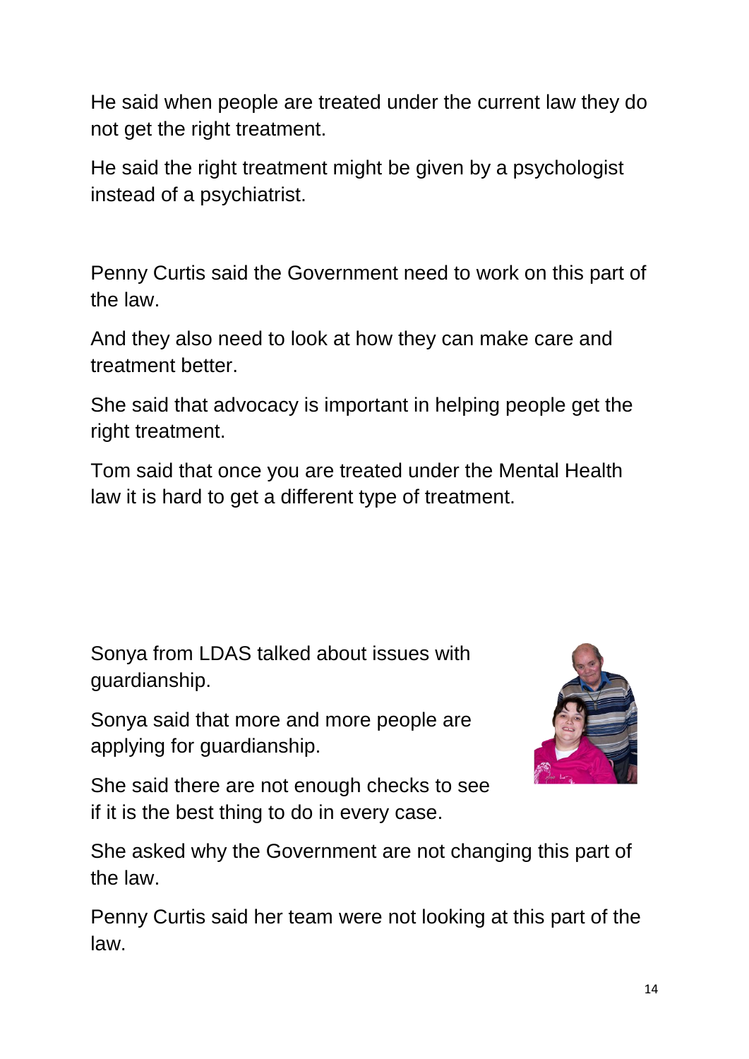He said when people are treated under the current law they do not get the right treatment.

He said the right treatment might be given by a psychologist instead of a psychiatrist.

Penny Curtis said the Government need to work on this part of the law.

And they also need to look at how they can make care and treatment better.

She said that advocacy is important in helping people get the right treatment.

Tom said that once you are treated under the Mental Health law it is hard to get a different type of treatment.

Sonya from LDAS talked about issues with guardianship.

Sonya said that more and more people are applying for guardianship.

She said there are not enough checks to see if it is the best thing to do in every case.

She asked why the Government are not changing this part of the law.

Penny Curtis said her team were not looking at this part of the law.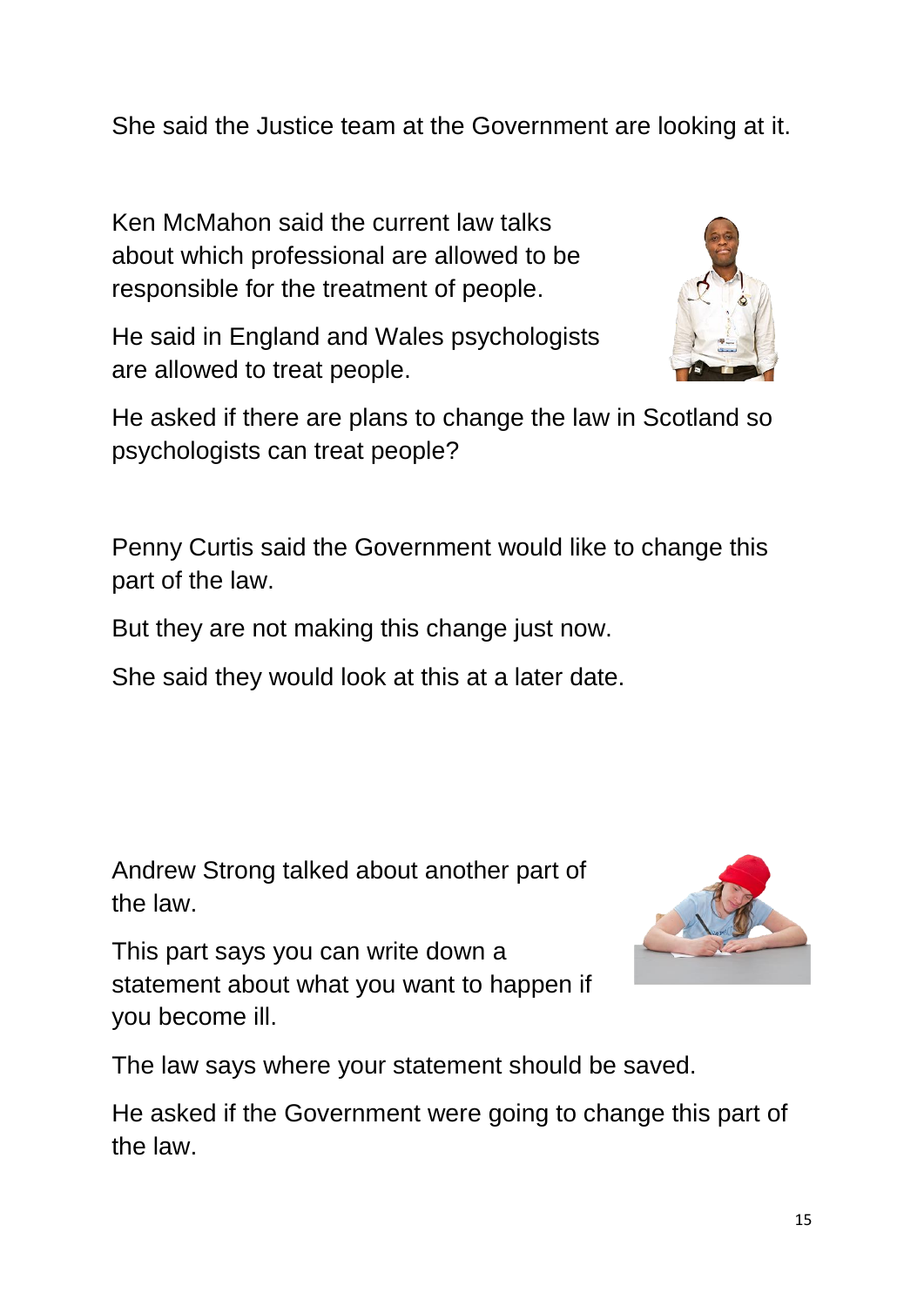She said the Justice team at the Government are looking at it.

Ken McMahon said the current law talks about which professional are allowed to be responsible for the treatment of people.

He said in England and Wales psychologists are allowed to treat people.

He asked if there are plans to change the law in Scotland so psychologists can treat people?

Penny Curtis said the Government would like to change this part of the law.

But they are not making this change just now.

She said they would look at this at a later date.

Andrew Strong talked about another part of the law.

This part says you can write down a statement about what you want to happen if you become ill.

The law says where your statement should be saved.

He asked if the Government were going to change this part of the law.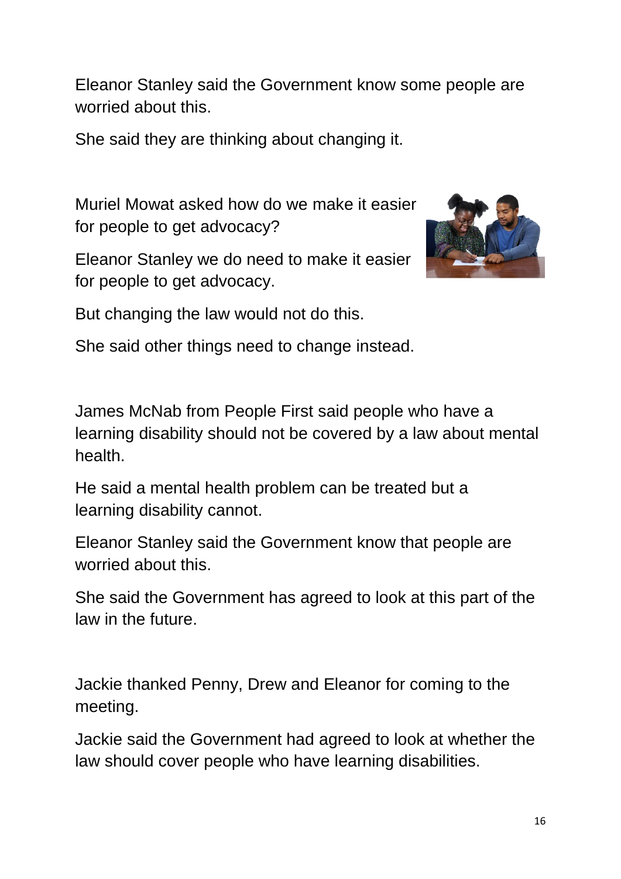Eleanor Stanley said the Government know some people are worried about this.

She said they are thinking about changing it.

Muriel Mowat asked how do we make it easier for people to get advocacy?

Eleanor Stanley we do need to make it easier for people to get advocacy.

But changing the law would not do this.

She said other things need to change instead.

James McNab from People First said people who have a learning disability should not be covered by a law about mental health.

He said a mental health problem can be treated but a learning disability cannot.

Eleanor Stanley said the Government know that people are worried about this.

She said the Government has agreed to look at this part of the law in the future.

Jackie thanked Penny, Drew and Eleanor for coming to the meeting.

Jackie said the Government had agreed to look at whether the law should cover people who have learning disabilities.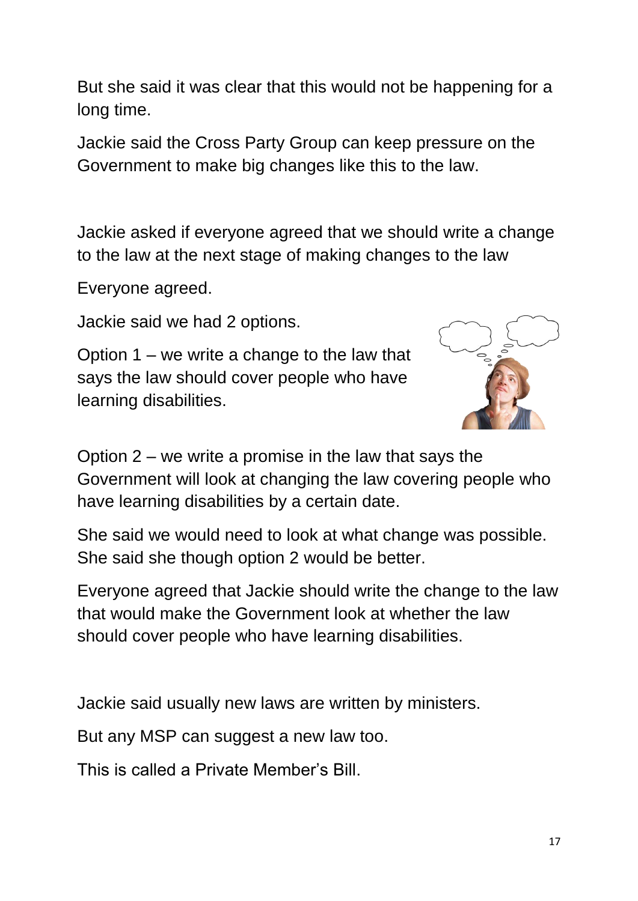But she said it was clear that this would not be happening for a long time.

Jackie said the Cross Party Group can keep pressure on the Government to make big changes like this to the law.

Jackie asked if everyone agreed that we should write a change to the law at the next stage of making changes to the law

Everyone agreed.

Jackie said we had 2 options.

Option 1 – we write a change to the law that says the law should cover people who have learning disabilities.

Option 2 – we write a promise in the law that says the Government will look at changing the law covering people who have learning disabilities by a certain date.

She said we would need to look at what change was possible. She said she though option 2 would be better.

Everyone agreed that Jackie should write the change to the law that would make the Government look at whether the law should cover people who have learning disabilities.

Jackie said usually new laws are written by ministers.

But any MSP can suggest a new law too.

This is called a Private Member's Bill.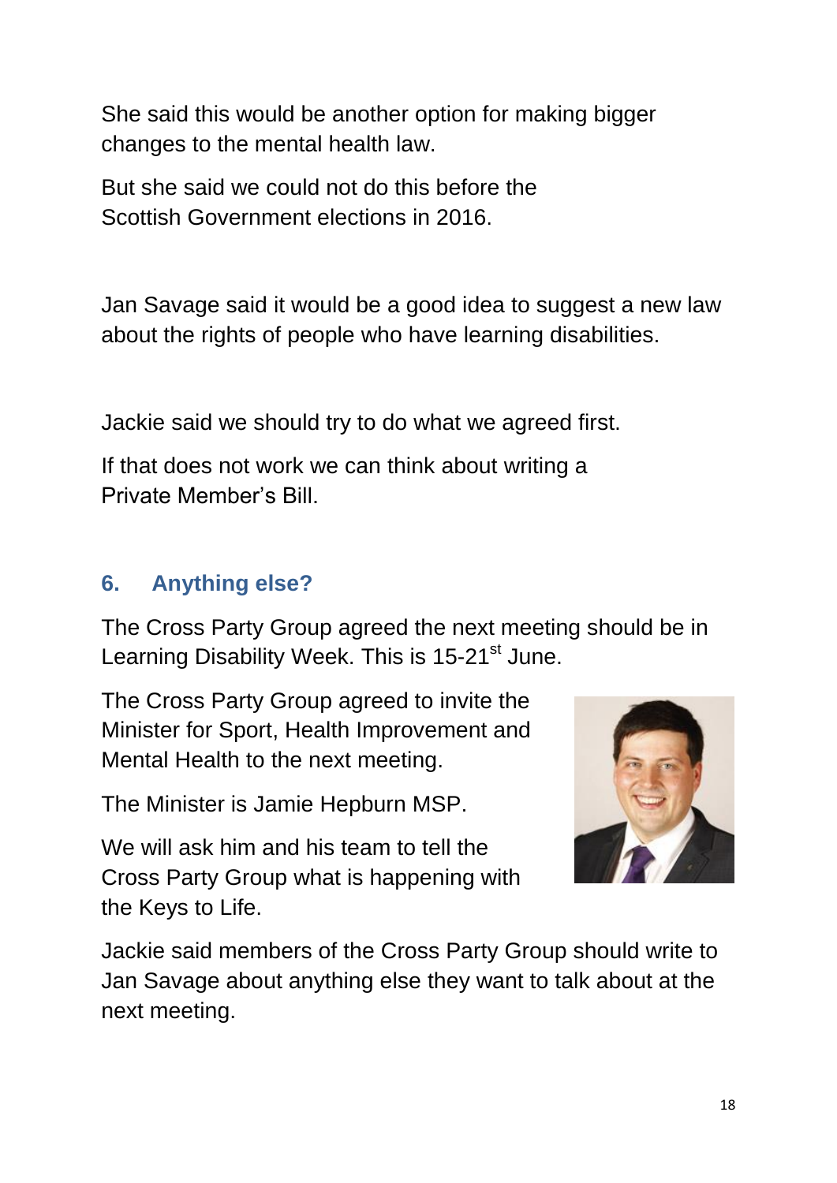She said this would be another option for making bigger changes to the mental health law.

But she said we could not do this before the Scottish Government elections in 2016.

Jan Savage said it would be a good idea to suggest a new law about the rights of people who have learning disabilities.

Jackie said we should try to do what we agreed first.

If that does not work we can think about writing a Private Member's Bill.

## 6. Anything else?

The Cross Party Group agreed the next meeting should be in Learning Disability Week. This is 15-21st June.

The Cross Party Group agreed to invite the Minister for Sport, Health Improvement and Mental Health to the next meeting.

The Minister is Jamie Hepburn MSP.

We will ask him and his team to tell the Cross Party Group what is happening with the Keys to Life.

Jackie said members of the Cross Party Group should write to Jan Savage about anything else they want to talk about at the next meeting.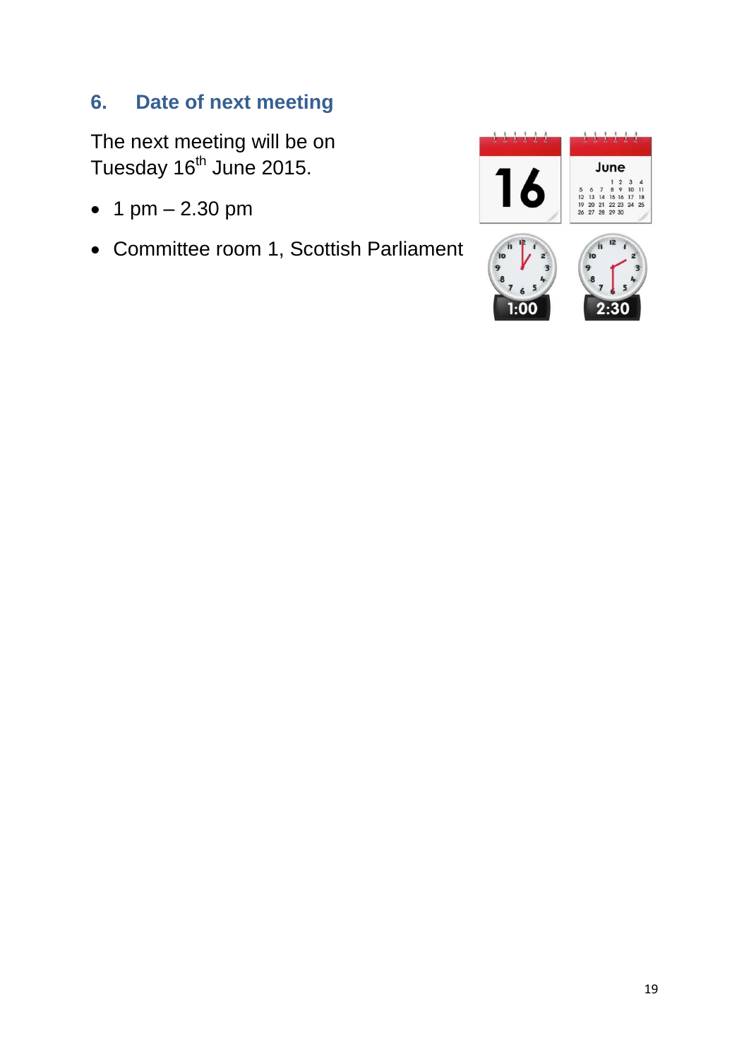## 6. Date of next meeting

The next meeting will be on Tuesday 16th June 2015.

- 1 pm – 2.30 pm
- Committee room 1, Scottish Parliament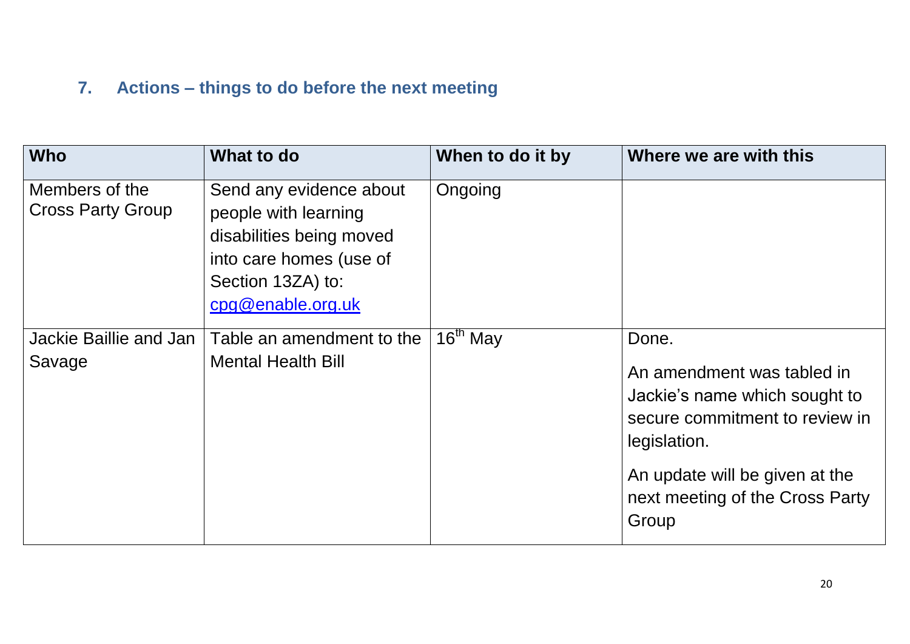## 7. Actions – things to do before the next meeting

| Who | What to do | When to do it by | Where we are with this |
|---|---|---|---|
| Members of the Cross Party Group | Send any evidence about people with learning disabilities being moved into care homes (use of Section 13ZA) to: cpg@enable.org.uk | Ongoing | |
| Jackie Baillie and Jan Savage | Table an amendment to the Mental Health Bill | 16th May | Done.<br><br>An amendment was tabled in Jackie's name which sought to secure commitment to review in legislation.<br><br>An update will be given at the next meeting of the Cross Party Group |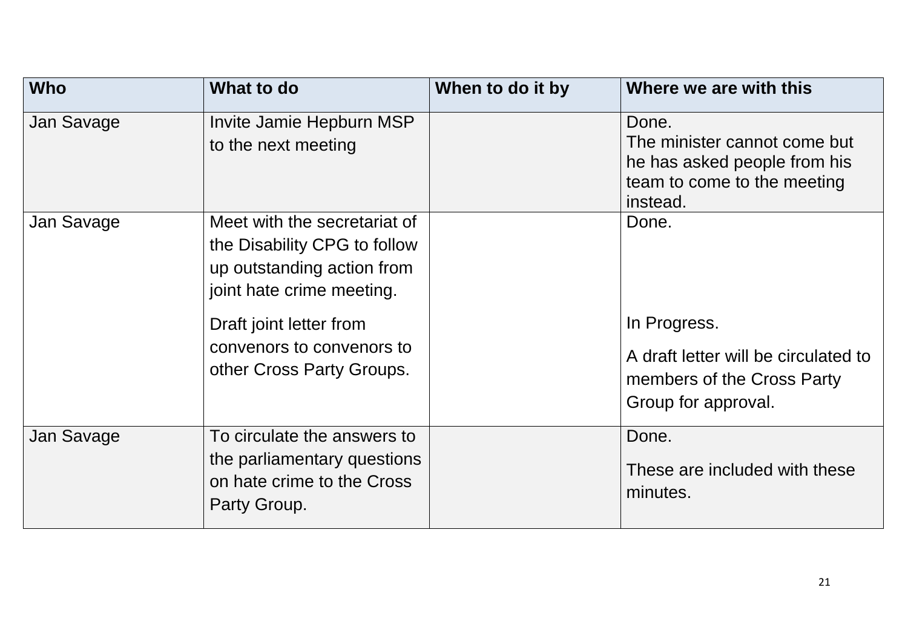| Who | What to do | When to do it by | Where we are with this |
|---|---|---|---|
| Jan Savage | Invite Jamie Hepburn MSP to the next meeting | | Done.<br>The minister cannot come but he has asked people from his team to come to the meeting instead. |
| Jan Savage | Meet with the secretariat of the Disability CPG to follow up outstanding action from joint hate crime meeting.<br><br>Draft joint letter from convenors to convenors to other Cross Party Groups. | | Done.<br><br>In Progress.<br><br>A draft letter will be circulated to members of the Cross Party Group for approval. |
| Jan Savage | To circulate the answers to the parliamentary questions on hate crime to the Cross Party Group. | | Done.<br><br>These are included with these minutes. |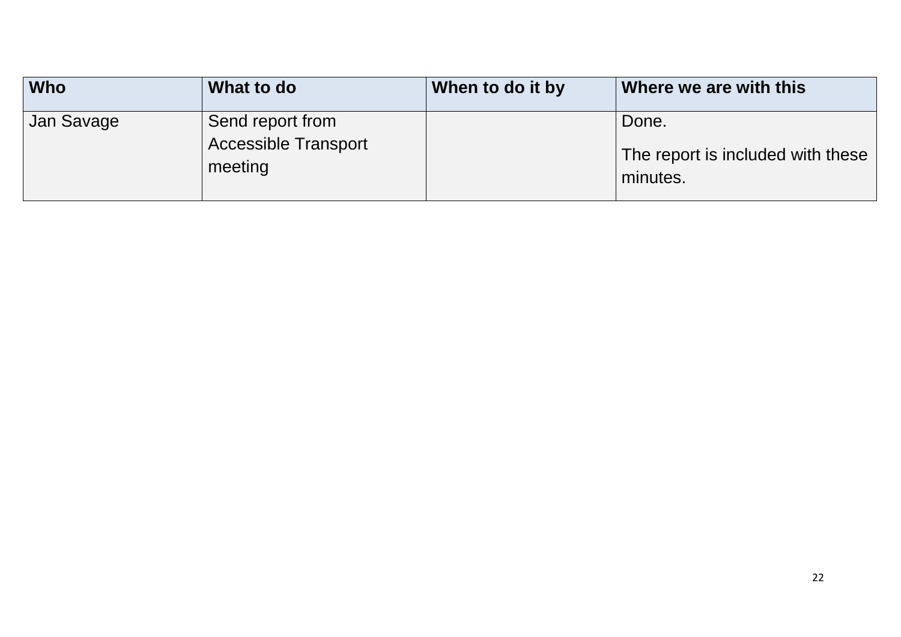| Who | What to do | When to do it by | Where we are with this |
|---|---|---|---|
| Jan Savage | Send report from Accessible Transport meeting | | Done.<br><br>The report is included with these minutes. |